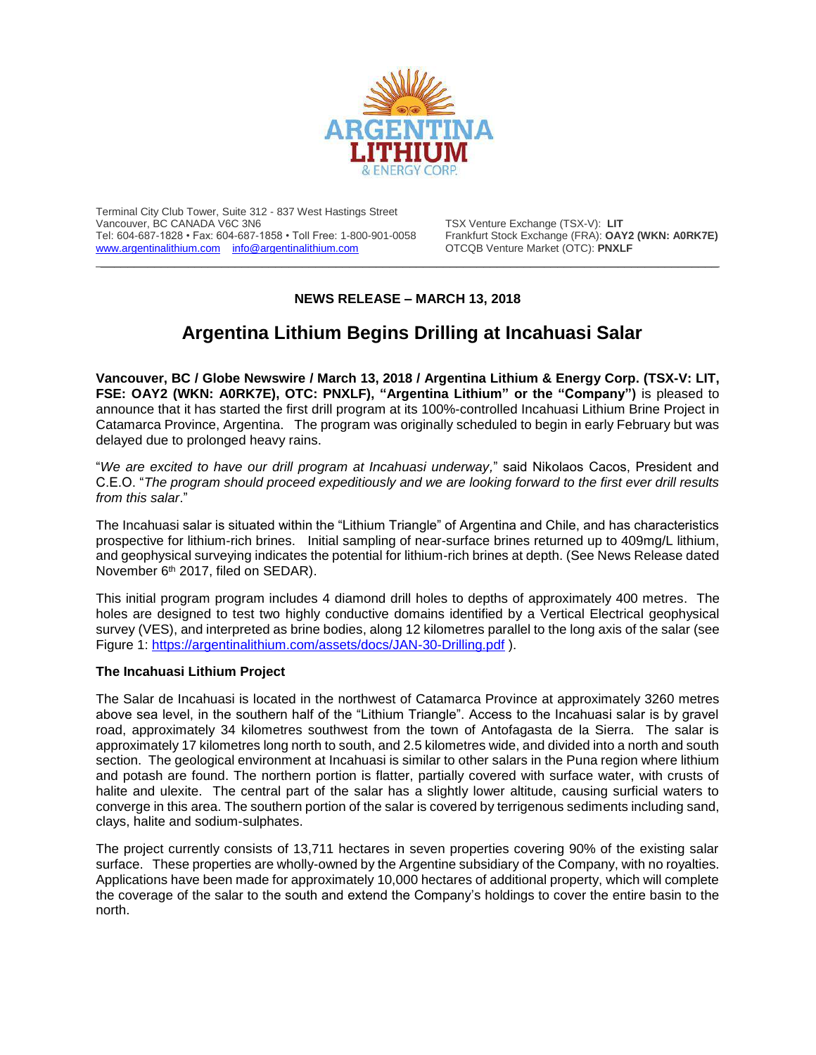Terminal City Club Tower, Suite 312 - 837 West Hastings Street
Vancouver, BC CANADA V6C 3N6
Tel: 604-687-1828 • Fax: 604-687-1858 • Toll Free: 1-800-901-0058
www.argentinalithium.com info@argentinalithium.com

TSX Venture Exchange (TSX-V): **LIT**
Frankfurt Stock Exchange (FRA): **OAY2 (WKN: A0RK7E)**
OTCQB Venture Market (OTC): **PNXLF**

---

**NEWS RELEASE – MARCH 13, 2018**

# Argentina Lithium Begins Drilling at Incahuasi Salar

**Vancouver, BC / Globe Newswire / March 13, 2018 / Argentina Lithium & Energy Corp. (TSX-V: LIT, FSE: OAY2 (WKN: A0RK7E), OTC: PNXLF), "Argentina Lithium" or the "Company")** is pleased to announce that it has started the first drill program at its 100%-controlled Incahuasi Lithium Brine Project in Catamarca Province, Argentina. The program was originally scheduled to begin in early February but was delayed due to prolonged heavy rains.

"*We are excited to have our drill program at Incahuasi underway,*" said Nikolaos Cacos, President and C.E.O. "*The program should proceed expeditiously and we are looking forward to the first ever drill results from this salar*."

The Incahuasi salar is situated within the "Lithium Triangle" of Argentina and Chile, and has characteristics prospective for lithium-rich brines. Initial sampling of near-surface brines returned up to 409mg/L lithium, and geophysical surveying indicates the potential for lithium-rich brines at depth. (See News Release dated November 6th 2017, filed on SEDAR).

This initial program program includes 4 diamond drill holes to depths of approximately 400 metres. The holes are designed to test two highly conductive domains identified by a Vertical Electrical geophysical survey (VES), and interpreted as brine bodies, along 12 kilometres parallel to the long axis of the salar (see Figure 1: https://argentinalithium.com/assets/docs/JAN-30-Drilling.pdf ).

## The Incahuasi Lithium Project

The Salar de Incahuasi is located in the northwest of Catamarca Province at approximately 3260 metres above sea level, in the southern half of the "Lithium Triangle". Access to the Incahuasi salar is by gravel road, approximately 34 kilometres southwest from the town of Antofagasta de la Sierra. The salar is approximately 17 kilometres long north to south, and 2.5 kilometres wide, and divided into a north and south section. The geological environment at Incahuasi is similar to other salars in the Puna region where lithium and potash are found. The northern portion is flatter, partially covered with surface water, with crusts of halite and ulexite. The central part of the salar has a slightly lower altitude, causing surficial waters to converge in this area. The southern portion of the salar is covered by terrigenous sediments including sand, clays, halite and sodium-sulphates.

The project currently consists of 13,711 hectares in seven properties covering 90% of the existing salar surface. These properties are wholly-owned by the Argentine subsidiary of the Company, with no royalties. Applications have been made for approximately 10,000 hectares of additional property, which will complete the coverage of the salar to the south and extend the Company's holdings to cover the entire basin to the north.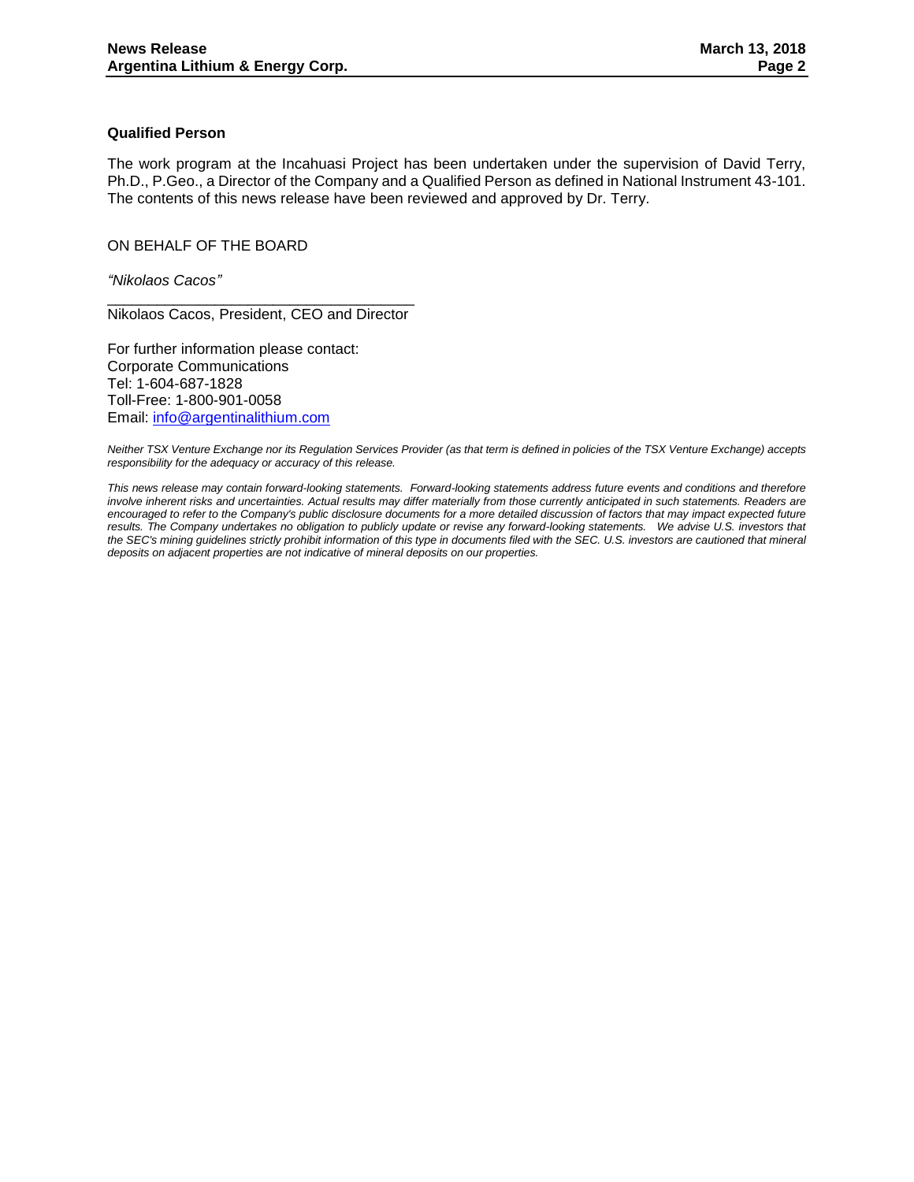## Qualified Person

The work program at the Incahuasi Project has been undertaken under the supervision of David Terry, Ph.D., P.Geo., a Director of the Company and a Qualified Person as defined in National Instrument 43-101. The contents of this news release have been reviewed and approved by Dr. Terry.

ON BEHALF OF THE BOARD

*"Nikolaos Cacos"*

_____________________________________

Nikolaos Cacos, President, CEO and Director

For further information please contact:
Corporate Communications
Tel: 1-604-687-1828
Toll-Free: 1-800-901-0058
Email: info@argentinalithium.com

*Neither TSX Venture Exchange nor its Regulation Services Provider (as that term is defined in policies of the TSX Venture Exchange) accepts responsibility for the adequacy or accuracy of this release.*

*This news release may contain forward-looking statements. Forward-looking statements address future events and conditions and therefore involve inherent risks and uncertainties. Actual results may differ materially from those currently anticipated in such statements. Readers are encouraged to refer to the Company's public disclosure documents for a more detailed discussion of factors that may impact expected future results. The Company undertakes no obligation to publicly update or revise any forward-looking statements. We advise U.S. investors that the SEC's mining guidelines strictly prohibit information of this type in documents filed with the SEC. U.S. investors are cautioned that mineral deposits on adjacent properties are not indicative of mineral deposits on our properties.*